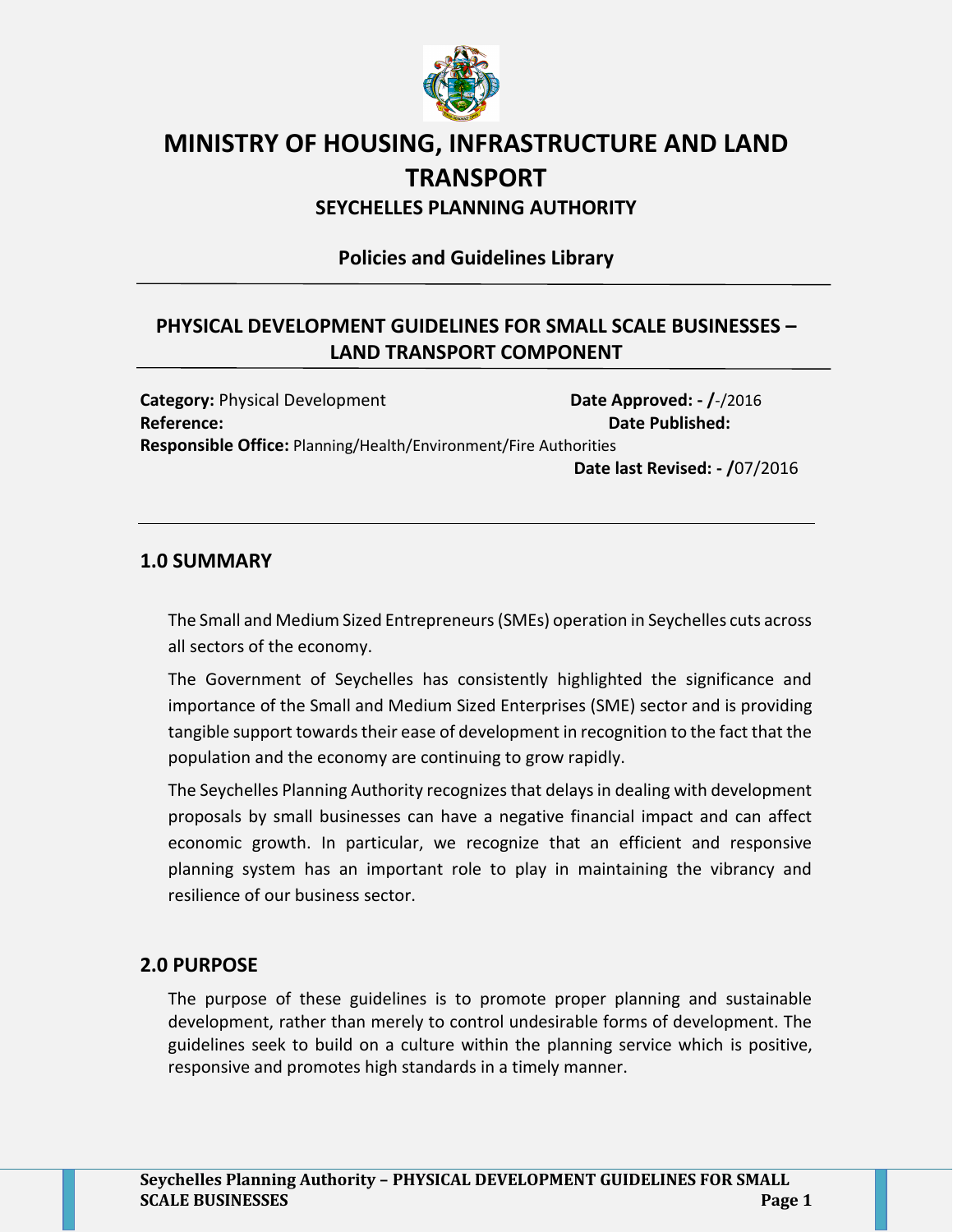# MINISTRY OF HOUSING, INFRASTRUCTURE AND LAND TRANSPORT

## SEYCHELLES PLANNING AUTHORITY

### Policies and Guidelines Library

---

## PHYSICAL DEVELOPMENT GUIDELINES FOR SMALL SCALE BUSINESSES – LAND TRANSPORT COMPONENT

---

**Category:** Physical Development **Date Approved: - /**-/2016

**Reference:** **Date Published:**

**Responsible Office:** Planning/Health/Environment/Fire Authorities

**Date last Revised: - /**07/2016

---

## 1.0 SUMMARY

The Small and Medium Sized Entrepreneurs (SMEs) operation in Seychelles cuts across all sectors of the economy.

The Government of Seychelles has consistently highlighted the significance and importance of the Small and Medium Sized Enterprises (SME) sector and is providing tangible support towards their ease of development in recognition to the fact that the population and the economy are continuing to grow rapidly.

The Seychelles Planning Authority recognizes that delays in dealing with development proposals by small businesses can have a negative financial impact and can affect economic growth. In particular, we recognize that an efficient and responsive planning system has an important role to play in maintaining the vibrancy and resilience of our business sector.

## 2.0 PURPOSE

The purpose of these guidelines is to promote proper planning and sustainable development, rather than merely to control undesirable forms of development. The guidelines seek to build on a culture within the planning service which is positive, responsive and promotes high standards in a timely manner.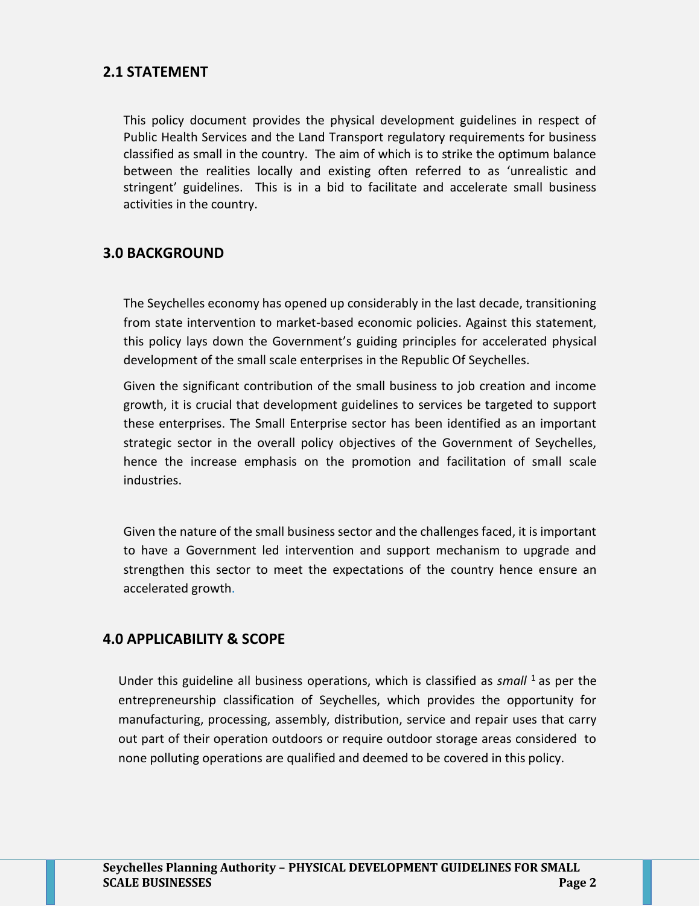## 2.1 STATEMENT

This policy document provides the physical development guidelines in respect of Public Health Services and the Land Transport regulatory requirements for business classified as small in the country. The aim of which is to strike the optimum balance between the realities locally and existing often referred to as 'unrealistic and stringent' guidelines. This is in a bid to facilitate and accelerate small business activities in the country.

## 3.0 BACKGROUND

The Seychelles economy has opened up considerably in the last decade, transitioning from state intervention to market-based economic policies. Against this statement, this policy lays down the Government's guiding principles for accelerated physical development of the small scale enterprises in the Republic Of Seychelles.

Given the significant contribution of the small business to job creation and income growth, it is crucial that development guidelines to services be targeted to support these enterprises. The Small Enterprise sector has been identified as an important strategic sector in the overall policy objectives of the Government of Seychelles, hence the increase emphasis on the promotion and facilitation of small scale industries.

Given the nature of the small business sector and the challenges faced, it is important to have a Government led intervention and support mechanism to upgrade and strengthen this sector to meet the expectations of the country hence ensure an accelerated growth.

## 4.0 APPLICABILITY & SCOPE

Under this guideline all business operations, which is classified as *small* [1] as per the entrepreneurship classification of Seychelles, which provides the opportunity for manufacturing, processing, assembly, distribution, service and repair uses that carry out part of their operation outdoors or require outdoor storage areas considered to none polluting operations are qualified and deemed to be covered in this policy.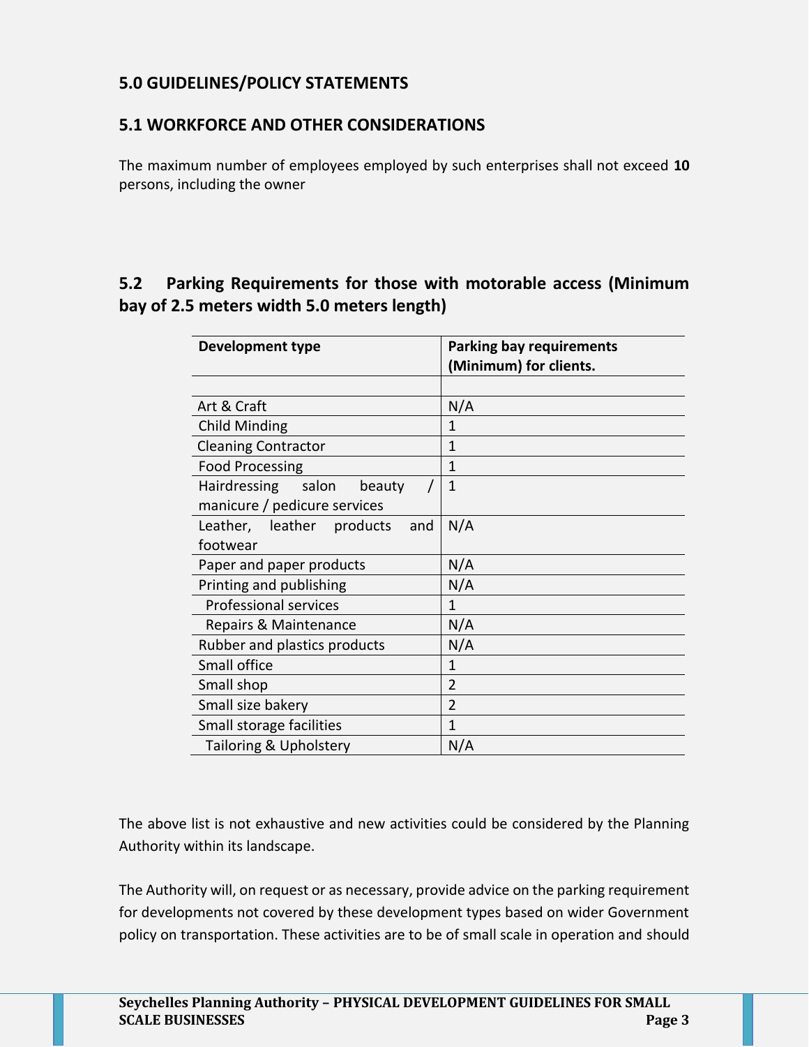## 5.0 GUIDELINES/POLICY STATEMENTS

### 5.1 WORKFORCE AND OTHER CONSIDERATIONS

The maximum number of employees employed by such enterprises shall not exceed **10** persons, including the owner

### 5.2 Parking Requirements for those with motorable access (Minimum bay of 2.5 meters width 5.0 meters length)

| Development type | Parking bay requirements (Minimum) for clients. |
|---|---|
| | |
| Art & Craft | N/A |
| Child Minding | 1 |
| Cleaning Contractor | 1 |
| Food Processing | 1 |
| Hairdressing salon beauty / manicure / pedicure services | 1 |
| Leather, leather products and footwear | N/A |
| Paper and paper products | N/A |
| Printing and publishing | N/A |
| Professional services | 1 |
| Repairs & Maintenance | N/A |
| Rubber and plastics products | N/A |
| Small office | 1 |
| Small shop | 2 |
| Small size bakery | 2 |
| Small storage facilities | 1 |
| Tailoring & Upholstery | N/A |

The above list is not exhaustive and new activities could be considered by the Planning Authority within its landscape.

The Authority will, on request or as necessary, provide advice on the parking requirement for developments not covered by these development types based on wider Government policy on transportation. These activities are to be of small scale in operation and should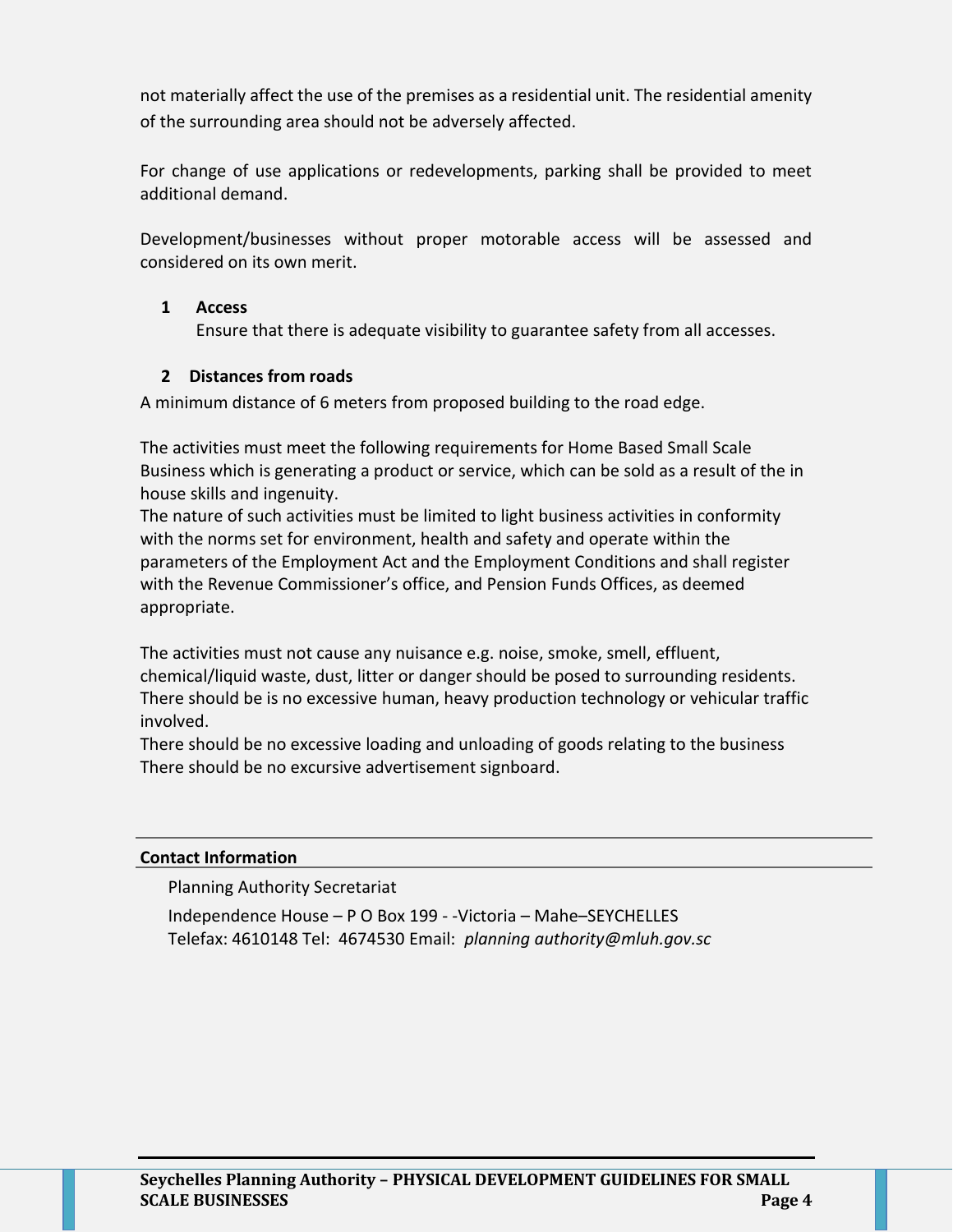not materially affect the use of the premises as a residential unit. The residential amenity of the surrounding area should not be adversely affected.

For change of use applications or redevelopments, parking shall be provided to meet additional demand.

Development/businesses without proper motorable access will be assessed and considered on its own merit.

### 1 Access

Ensure that there is adequate visibility to guarantee safety from all accesses.

### 2 Distances from roads

A minimum distance of 6 meters from proposed building to the road edge.

The activities must meet the following requirements for Home Based Small Scale Business which is generating a product or service, which can be sold as a result of the in house skills and ingenuity.
The nature of such activities must be limited to light business activities in conformity with the norms set for environment, health and safety and operate within the parameters of the Employment Act and the Employment Conditions and shall register with the Revenue Commissioner's office, and Pension Funds Offices, as deemed appropriate.

The activities must not cause any nuisance e.g. noise, smoke, smell, effluent, chemical/liquid waste, dust, litter or danger should be posed to surrounding residents.
There should be is no excessive human, heavy production technology or vehicular traffic involved.
There should be no excessive loading and unloading of goods relating to the business
There should be no excursive advertisement signboard.

---

**Contact Information**

Planning Authority Secretariat

Independence House – P O Box 199 - -Victoria – Mahe–SEYCHELLES
Telefax: 4610148 Tel: 4674530 Email: *planning authority@mluh.gov.sc*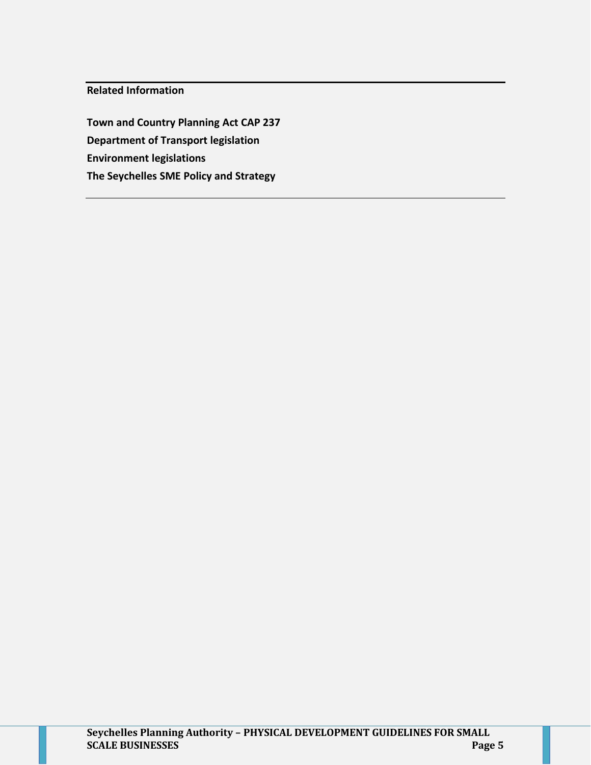**Related Information**

**Town and Country Planning Act CAP 237**

**Department of Transport legislation**

**Environment legislations**

**The Seychelles SME Policy and Strategy**